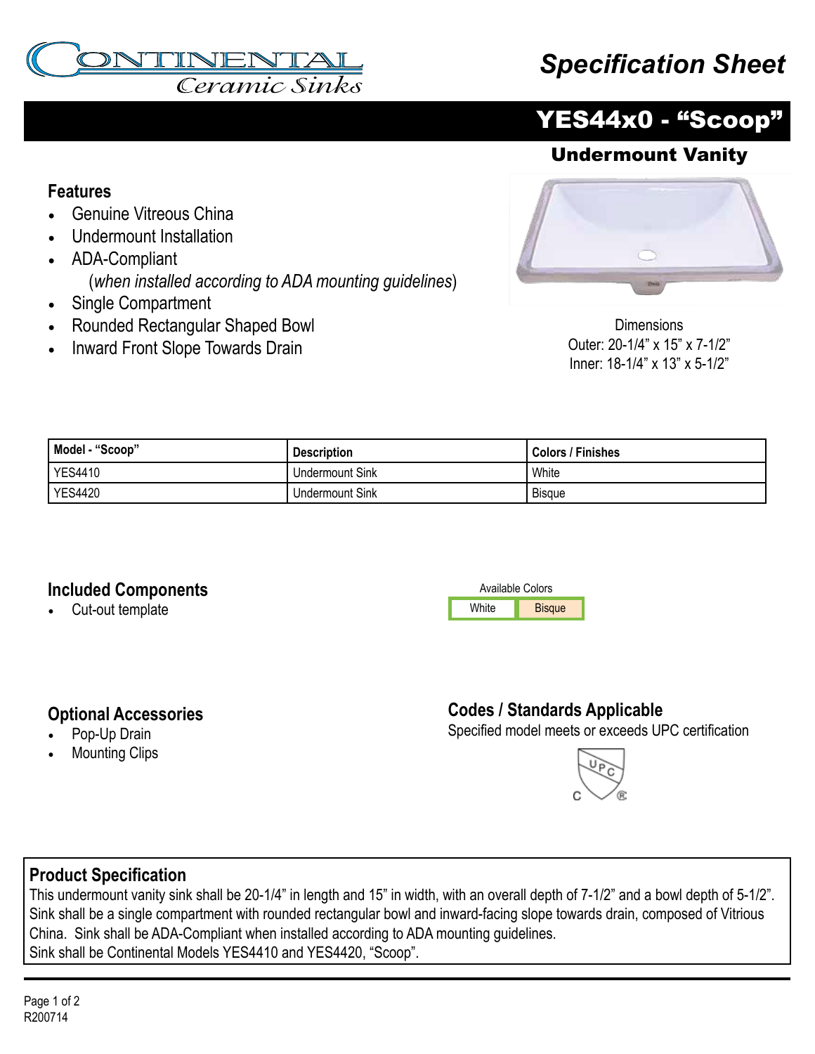CONTINENTAL
Ceramic Sinks

# Specification Sheet

## YES44x0 - "Scoop"

### Undermount Vanity

### Features

- Genuine Vitreous China
- Undermount Installation
- ADA-Compliant
  (*when installed according to ADA mounting guidelines*)
- Single Compartment
- Rounded Rectangular Shaped Bowl
- Inward Front Slope Towards Drain

Dimensions
Outer: 20-1/4" x 15" x 7-1/2"
Inner: 18-1/4" x 13" x 5-1/2"

| Model - "Scoop" | Description | Colors / Finishes |
|---|---|---|
| YES4410 | Undermount Sink | White |
| YES4420 | Undermount Sink | Bisque |

### Included Components

- Cut-out template

Available Colors

| White | Bisque |
|---|---|

### Optional Accessories

- Pop-Up Drain
- Mounting Clips

### Codes / Standards Applicable

Specified model meets or exceeds UPC certification

### Product Specification

This undermount vanity sink shall be 20-1/4" in length and 15" in width, with an overall depth of 7-1/2" and a bowl depth of 5-1/2". Sink shall be a single compartment with rounded rectangular bowl and inward-facing slope towards drain, composed of Vitrious China. Sink shall be ADA-Compliant when installed according to ADA mounting guidelines.
Sink shall be Continental Models YES4410 and YES4420, "Scoop".

R200714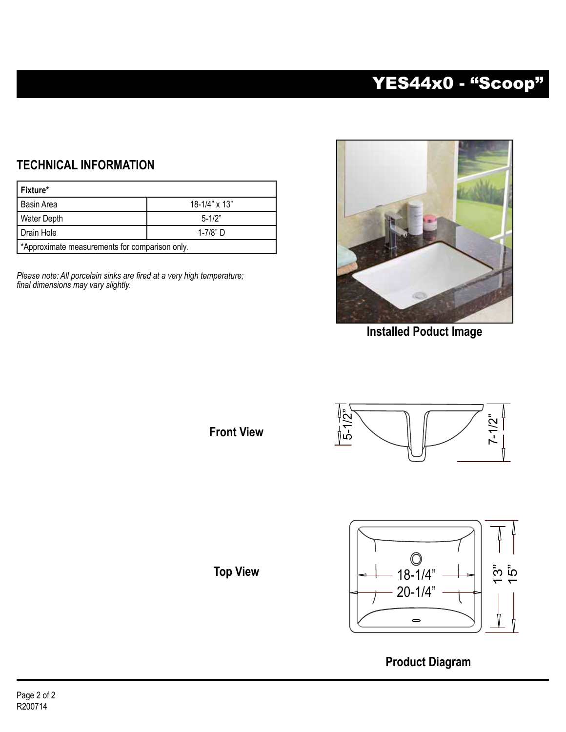# YES44x0 - "Scoop"

## TECHNICAL INFORMATION

| Fixture* | |
|---|---|
| Basin Area | 18-1/4" x 13" |
| Water Depth | 5-1/2" |
| Drain Hole | 1-7/8" D |
| *Approximate measurements for comparison only. | |

*Please note: All porcelain sinks are fired at a very high temperature; final dimensions may vary slightly.*

**Installed Poduct Image**

**Front View**

5-1/2"
7-1/2"

**Top View**

18-1/4"
20-1/4"
13"
15"

**Product Diagram**

R200714